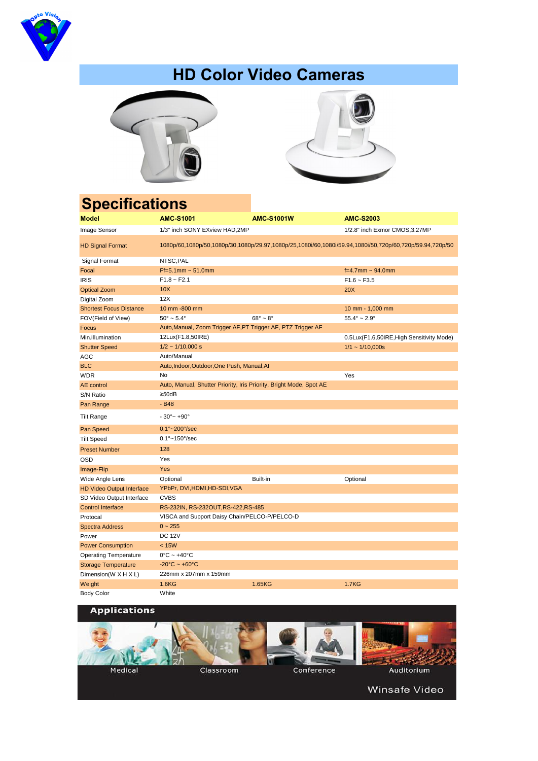# HD Color Video Cameras

## Specifications

| Model | AMC-S1001 | AMC-S1001W | AMC-S2003 |
|---|---|---|---|
| Image Sensor | 1/3" inch SONY EXview HAD,2MP | | 1/2.8" inch Exmor CMOS,3.27MP |
| HD Signal Format | 1080p/60,1080p/50,1080p/30,1080p/29.97,1080p/25,1080i/60,1080i/59.94,1080i/50,720p/60,720p/59.94,720p/50 | | |
| Signal Format | NTSC,PAL | | |
| Focal | Ff=5.1mm ~ 51.0mm | | f=4.7mm ~ 94.0mm |
| IRIS | F1.8 ~ F2.1 | | F1.6 ~ F3.5 |
| Optical Zoom | 10X | | 20X |
| Digital Zoom | 12X | | |
| Shortest Focus Distance | 10 mm -800 mm | | 10 mm - 1,000 mm |
| FOV(Field of View) | 50° ~ 5.4° | 68° ~ 8° | 55.4° ~ 2.9° |
| Focus | Auto,Manual, Zoom Trigger AF,PT Trigger AF, PTZ Trigger AF | | |
| Min.illumination | 12Lux(F1.8,50IRE) | | 0.5Lux(F1.6,50IRE,High Sensitivity Mode) |
| Shutter Speed | 1/2 ~ 1/10,000 s | | 1/1 ~ 1/10,000s |
| AGC | Auto/Manual | | |
| BLC | Auto,Indoor,Outdoor,One Push, Manual,AI | | |
| WDR | No | | Yes |
| AE control | Auto, Manual, Shutter Priority, Iris Priority, Bright Mode, Spot AE | | |
| S/N Ratio | ≥50dB | | |
| Pan Range | - B48 | | |
| Tilt Range | - 30°~ +90° | | |
| Pan Speed | 0.1°~200°/sec | | |
| Tilt Speed | 0.1°~150°/sec | | |
| Preset Number | 128 | | |
| OSD | Yes | | |
| Image-Flip | Yes | | |
| Wide Angle Lens | Optional | Built-in | Optional |
| HD Video Output Interface | YPbPr, DVI,HDMI,HD-SDI,VGA | | |
| SD Video Output Interface | CVBS | | |
| Control Interface | RS-232IN, RS-232OUT,RS-422,RS-485 | | |
| Protocal | VISCA and Support Daisy Chain/PELCO-P/PELCO-D | | |
| Spectra Address | 0 ~ 255 | | |
| Power | DC 12V | | |
| Power Consumption | < 15W | | |
| Operating Temperature | 0°C ~ +40°C | | |
| Storage Temperature | -20°C ~ +60°C | | |
| Dimension(W X H X L) | 226mm x 207mm x 159mm | | |
| Weight | 1.6KG | 1.65KG | 1.7KG |
| Body Color | White | | |

## Applications

Medical | Classroom | Conference | Auditorium

Winsafe Video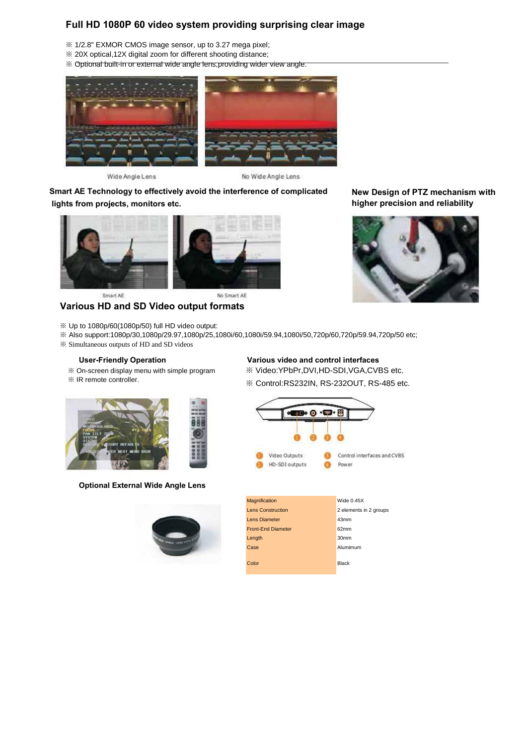## Full HD 1080P 60 video system providing surprising clear image

※ 1/2.8" EXMOR CMOS image sensor, up to 3.27 mega pixel;
※ 20X optical,12X digital zoom for different shooting distance;
※ Optional built-in or external wide angle lens,providing wider view angle.

Wide Angle Lens

No Wide Angle Lens

## Smart AE Technology to effectively avoid the interference of complicated lights from projects, monitors etc.

Smart AE

No Smart AE

## New Design of PTZ mechanism with higher precision and reliability

## Various HD and SD Video output formats

※ Up to 1080p/60(1080p/50) full HD video output:
※ Also support:1080p/30,1080p/29.97,1080p/25,1080i/60,1080i/59.94,1080i/50,720p/60,720p/59.94,720p/50 etc;
※ Simultaneous outputs of HD and SD videos

### User-Friendly Operation

※ On-screen display menu with simple program
※ IR remote controller.

### Various video and control interfaces

※ Video:YPbPr,DVI,HD-SDI,VGA,CVBS etc.
※ Control:RS232IN, RS-232OUT, RS-485 etc.

1. Video Outputs
2. HD-SDI outputs
3. Control interfaces and CVBS
4. Power

### Optional External Wide Angle Lens

| | |
|---|---|
| Magnification | Wide 0.45X |
| Lens Construction | 2 elements in 2 groups |
| Lens Diameter | 43mm |
| Front-End Diameter | 62mm |
| Length | 30mm |
| Case | Alumimum |
| Color | Black |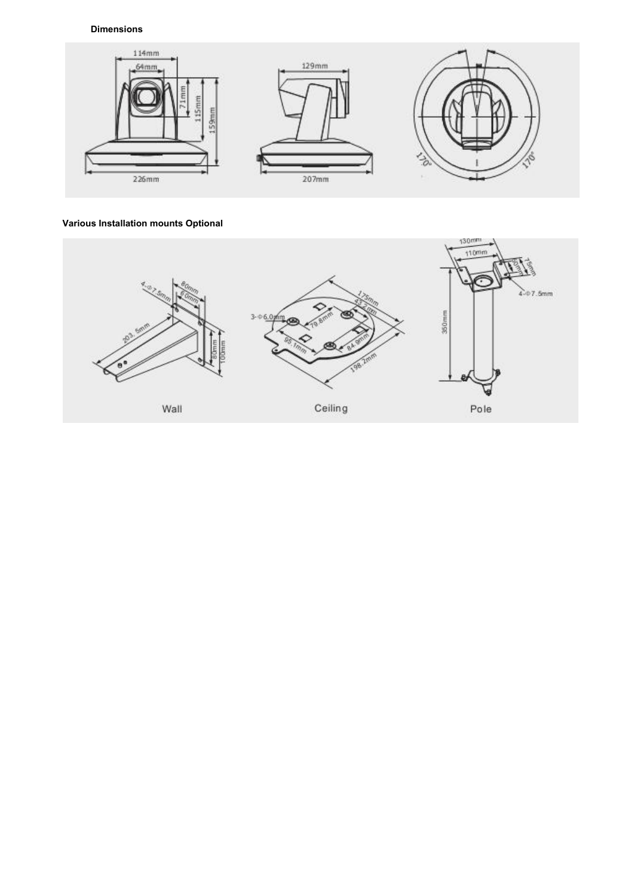**Dimensions**

114mm
64mm
71mm
115mm
159mm
226mm
129mm
207mm
170°
170°

**Various Installation mounts Optional**

4-Φ7.5mm
80mm
60mm
203.5mm
80mm
100mm
Wall

3-Φ6.0mm
175mm
43.2mm
79.8mm
95.1mm
84.9mm
198.2mm
Ceiling

130mm
110mm
60mm
75mm
4-Φ7.5mm
350mm
Pole